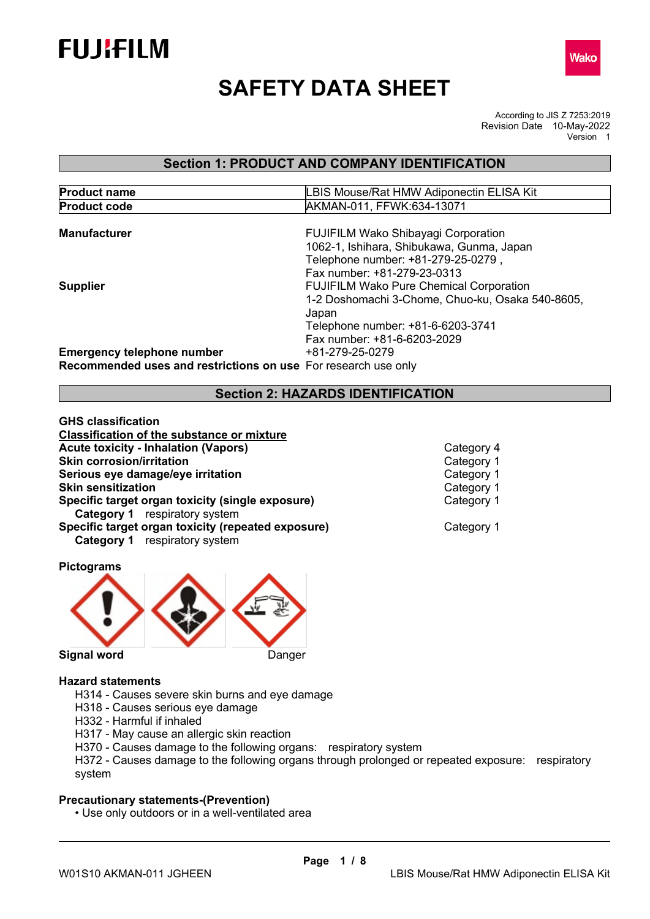FUJIFILM

Wako

# SAFETY DATA SHEET

According to JIS Z 7253:2019
Revision Date 10-May-2022
Version 1

## Section 1: PRODUCT AND COMPANY IDENTIFICATION

| | |
|---|---|
| **Product name** | LBIS Mouse/Rat HMW Adiponectin ELISA Kit |
| **Product code** | AKMAN-011, FFWK:634-13071 |

**Manufacturer**
FUJIFILM Wako Shibayagi Corporation
1062-1, Ishihara, Shibukawa, Gunma, Japan
Telephone number: +81-279-25-0279 ,
Fax number: +81-279-23-0313

**Supplier**
FUJIFILM Wako Pure Chemical Corporation
1-2 Doshomachi 3-Chome, Chuo-ku, Osaka 540-8605, Japan
Telephone number: +81-6-6203-3741
Fax number: +81-6-6203-2029

**Emergency telephone number** +81-279-25-0279

**Recommended uses and restrictions on use** For research use only

## Section 2: HAZARDS IDENTIFICATION

**GHS classification**

**Classification of the substance or mixture**

| | |
|---|---|
| **Acute toxicity - Inhalation (Vapors)** | Category 4 |
| **Skin corrosion/irritation** | Category 1 |
| **Serious eye damage/eye irritation** | Category 1 |
| **Skin sensitization** | Category 1 |
| **Specific target organ toxicity (single exposure)** | Category 1 |
| **Category 1** respiratory system | |
| **Specific target organ toxicity (repeated exposure)** | Category 1 |
| **Category 1** respiratory system | |

**Pictograms**

**Signal word** Danger

**Hazard statements**

H314 - Causes severe skin burns and eye damage
H318 - Causes serious eye damage
H332 - Harmful if inhaled
H317 - May cause an allergic skin reaction
H370 - Causes damage to the following organs: respiratory system
H372 - Causes damage to the following organs through prolonged or repeated exposure: respiratory system

**Precautionary statements-(Prevention)**

- Use only outdoors or in a well-ventilated area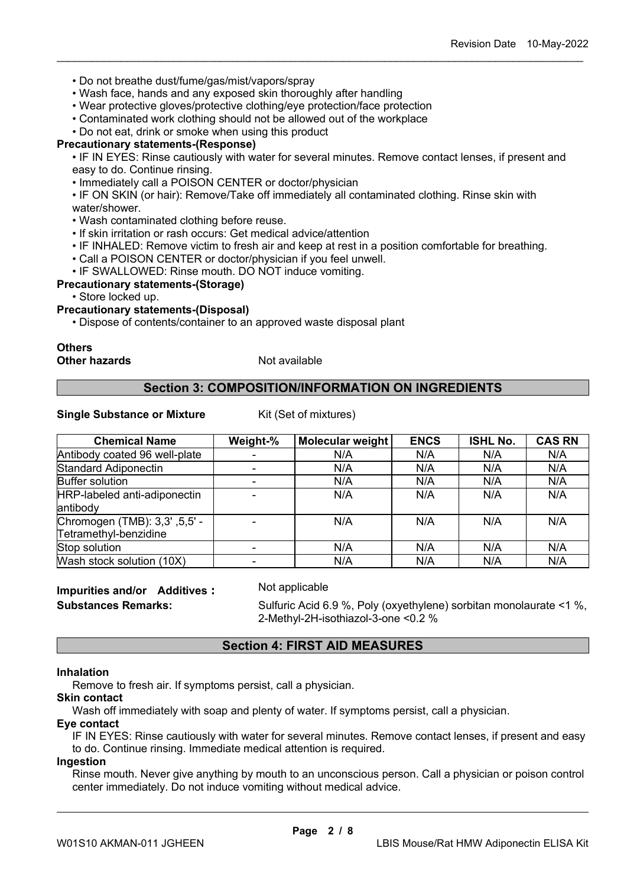- Do not breathe dust/fume/gas/mist/vapors/spray
- Wash face, hands and any exposed skin thoroughly after handling
- Wear protective gloves/protective clothing/eye protection/face protection
- Contaminated work clothing should not be allowed out of the workplace
- Do not eat, drink or smoke when using this product

**Precautionary statements-(Response)**

- IF IN EYES: Rinse cautiously with water for several minutes. Remove contact lenses, if present and easy to do. Continue rinsing.
- Immediately call a POISON CENTER or doctor/physician
- IF ON SKIN (or hair): Remove/Take off immediately all contaminated clothing. Rinse skin with water/shower.
- Wash contaminated clothing before reuse.
- If skin irritation or rash occurs: Get medical advice/attention
- IF INHALED: Remove victim to fresh air and keep at rest in a position comfortable for breathing.
- Call a POISON CENTER or doctor/physician if you feel unwell.
- IF SWALLOWED: Rinse mouth. DO NOT induce vomiting.

**Precautionary statements-(Storage)**

- Store locked up.

**Precautionary statements-(Disposal)**

- Dispose of contents/container to an approved waste disposal plant

**Others**

**Other hazards** Not available

## Section 3: COMPOSITION/INFORMATION ON INGREDIENTS

**Single Substance or Mixture** Kit (Set of mixtures)

| Chemical Name | Weight-% | Molecular weight | ENCS | ISHL No. | CAS RN |
|---|---|---|---|---|---|
| Antibody coated 96 well-plate | - | N/A | N/A | N/A | N/A |
| Standard Adiponectin | - | N/A | N/A | N/A | N/A |
| Buffer solution | - | N/A | N/A | N/A | N/A |
| HRP-labeled anti-adiponectin antibody | - | N/A | N/A | N/A | N/A |
| Chromogen (TMB): 3,3' ,5,5' -Tetramethyl-benzidine | - | N/A | N/A | N/A | N/A |
| Stop solution | - | N/A | N/A | N/A | N/A |
| Wash stock solution (10X) | - | N/A | N/A | N/A | N/A |

**Impurities and/or Additives :** Not applicable

**Substances Remarks:** Sulfuric Acid 6.9 %, Poly (oxyethylene) sorbitan monolaurate <1 %, 2-Methyl-2H-isothiazol-3-one <0.2 %

## Section 4: FIRST AID MEASURES

**Inhalation**

Remove to fresh air. If symptoms persist, call a physician.

**Skin contact**

Wash off immediately with soap and plenty of water. If symptoms persist, call a physician.

**Eye contact**

IF IN EYES: Rinse cautiously with water for several minutes. Remove contact lenses, if present and easy to do. Continue rinsing. Immediate medical attention is required.

**Ingestion**

Rinse mouth. Never give anything by mouth to an unconscious person. Call a physician or poison control center immediately. Do not induce vomiting without medical advice.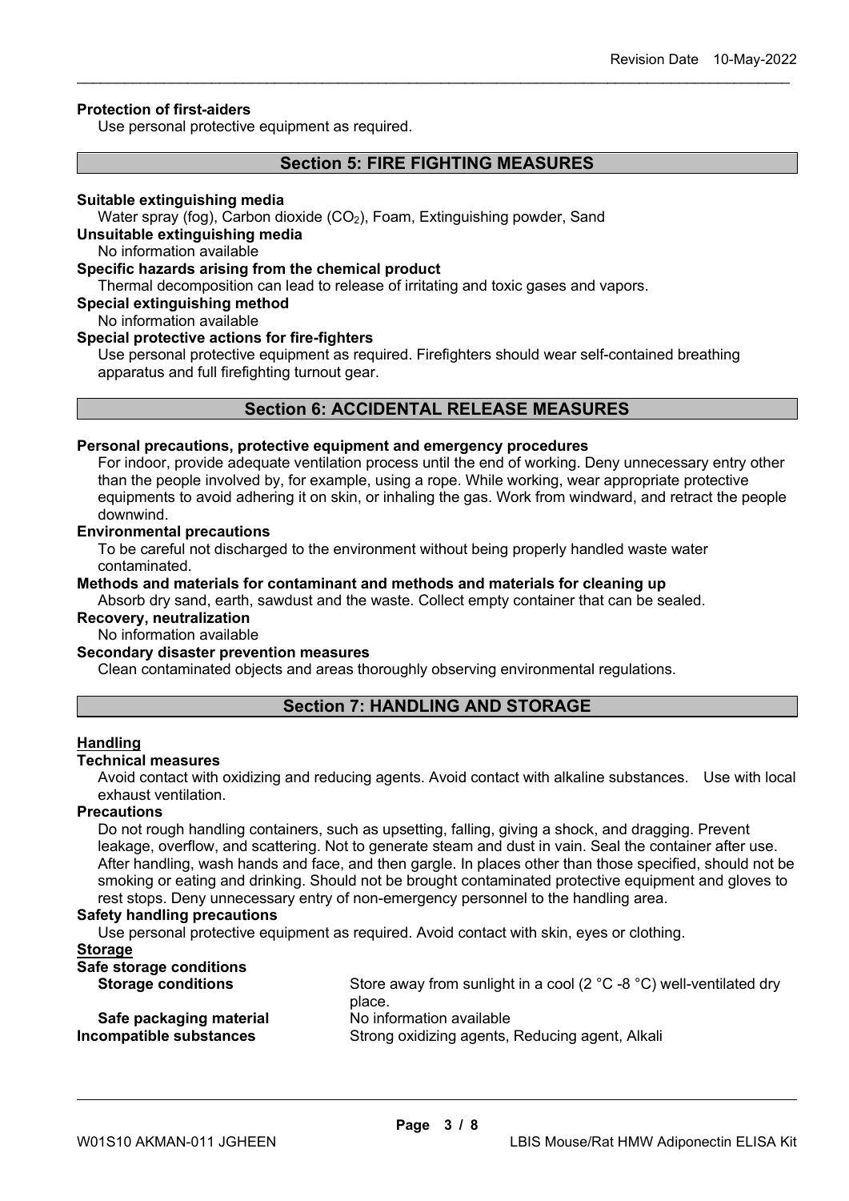**Protection of first-aiders**

Use personal protective equipment as required.

## Section 5: FIRE FIGHTING MEASURES

**Suitable extinguishing media**

Water spray (fog), Carbon dioxide ($CO_2$), Foam, Extinguishing powder, Sand

**Unsuitable extinguishing media**

No information available

**Specific hazards arising from the chemical product**

Thermal decomposition can lead to release of irritating and toxic gases and vapors.

**Special extinguishing method**

No information available

**Special protective actions for fire-fighters**

Use personal protective equipment as required. Firefighters should wear self-contained breathing apparatus and full firefighting turnout gear.

## Section 6: ACCIDENTAL RELEASE MEASURES

**Personal precautions, protective equipment and emergency procedures**

For indoor, provide adequate ventilation process until the end of working. Deny unnecessary entry other than the people involved by, for example, using a rope. While working, wear appropriate protective equipments to avoid adhering it on skin, or inhaling the gas. Work from windward, and retract the people downwind.

**Environmental precautions**

To be careful not discharged to the environment without being properly handled waste water contaminated.

**Methods and materials for contaminant and methods and materials for cleaning up**

Absorb dry sand, earth, sawdust and the waste. Collect empty container that can be sealed.

**Recovery, neutralization**

No information available

**Secondary disaster prevention measures**

Clean contaminated objects and areas thoroughly observing environmental regulations.

## Section 7: HANDLING AND STORAGE

**Handling**

**Technical measures**

Avoid contact with oxidizing and reducing agents. Avoid contact with alkaline substances. Use with local exhaust ventilation.

**Precautions**

Do not rough handling containers, such as upsetting, falling, giving a shock, and dragging. Prevent leakage, overflow, and scattering. Not to generate steam and dust in vain. Seal the container after use. After handling, wash hands and face, and then gargle. In places other than those specified, should not be smoking or eating and drinking. Should not be brought contaminated protective equipment and gloves to rest stops. Deny unnecessary entry of non-emergency personnel to the handling area.

**Safety handling precautions**

Use personal protective equipment as required. Avoid contact with skin, eyes or clothing.

**Storage**

**Safe storage conditions**

**Storage conditions** Store away from sunlight in a cool (2 °C -8 °C) well-ventilated dry place.

**Safe packaging material** No information available

**Incompatible substances** Strong oxidizing agents, Reducing agent, Alkali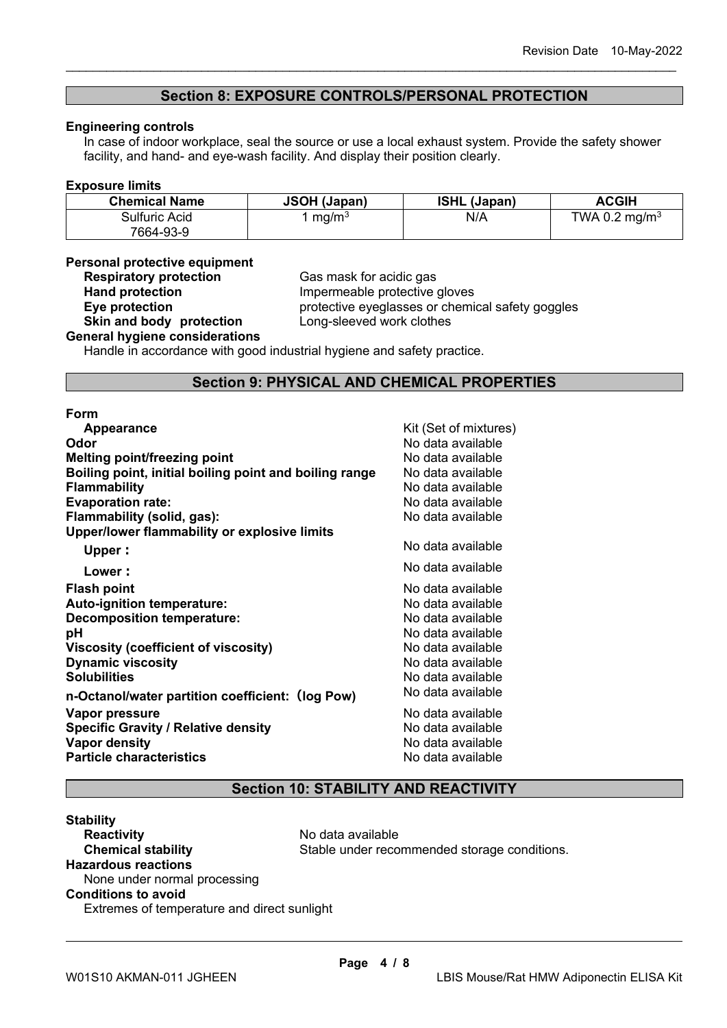## Section 8: EXPOSURE CONTROLS/PERSONAL PROTECTION

**Engineering controls**

In case of indoor workplace, seal the source or use a local exhaust system. Provide the safety shower facility, and hand- and eye-wash facility. And display their position clearly.

**Exposure limits**

| Chemical Name | JSOH (Japan) | ISHL (Japan) | ACGIH |
|---|---|---|---|
| Sulfuric Acid 7664-93-9 | 1 $mg/m^3$ | N/A | TWA 0.2 $mg/m^3$ |

**Personal protective equipment**

| | |
|---|---|
| **Respiratory protection** | Gas mask for acidic gas |
| **Hand protection** | Impermeable protective gloves |
| **Eye protection** | protective eyeglasses or chemical safety goggles |
| **Skin and body protection** | Long-sleeved work clothes |

**General hygiene considerations**

Handle in accordance with good industrial hygiene and safety practice.

## Section 9: PHYSICAL AND CHEMICAL PROPERTIES

**Form**

| | |
|---|---|
| **Appearance** | Kit (Set of mixtures) |
| **Odor** | No data available |
| **Melting point/freezing point** | No data available |
| **Boiling point, initial boiling point and boiling range** | No data available |
| **Flammability** | No data available |
| **Evaporation rate:** | No data available |
| **Flammability (solid, gas):** | No data available |
| **Upper/lower flammability or explosive limits** | |
| **Upper：** | No data available |
| **Lower：** | No data available |
| **Flash point** | No data available |
| **Auto-ignition temperature:** | No data available |
| **Decomposition temperature:** | No data available |
| **pH** | No data available |
| **Viscosity (coefficient of viscosity)** | No data available |
| **Dynamic viscosity** | No data available |
| **Solubilities** | No data available |
| **n-Octanol/water partition coefficient:（log Pow)** | No data available |
| **Vapor pressure** | No data available |
| **Specific Gravity / Relative density** | No data available |
| **Vapor density** | No data available |
| **Particle characteristics** | No data available |

## Section 10: STABILITY AND REACTIVITY

**Stability**

| | |
|---|---|
| **Reactivity** | No data available |
| **Chemical stability** | Stable under recommended storage conditions. |

**Hazardous reactions**

None under normal processing

**Conditions to avoid**

Extremes of temperature and direct sunlight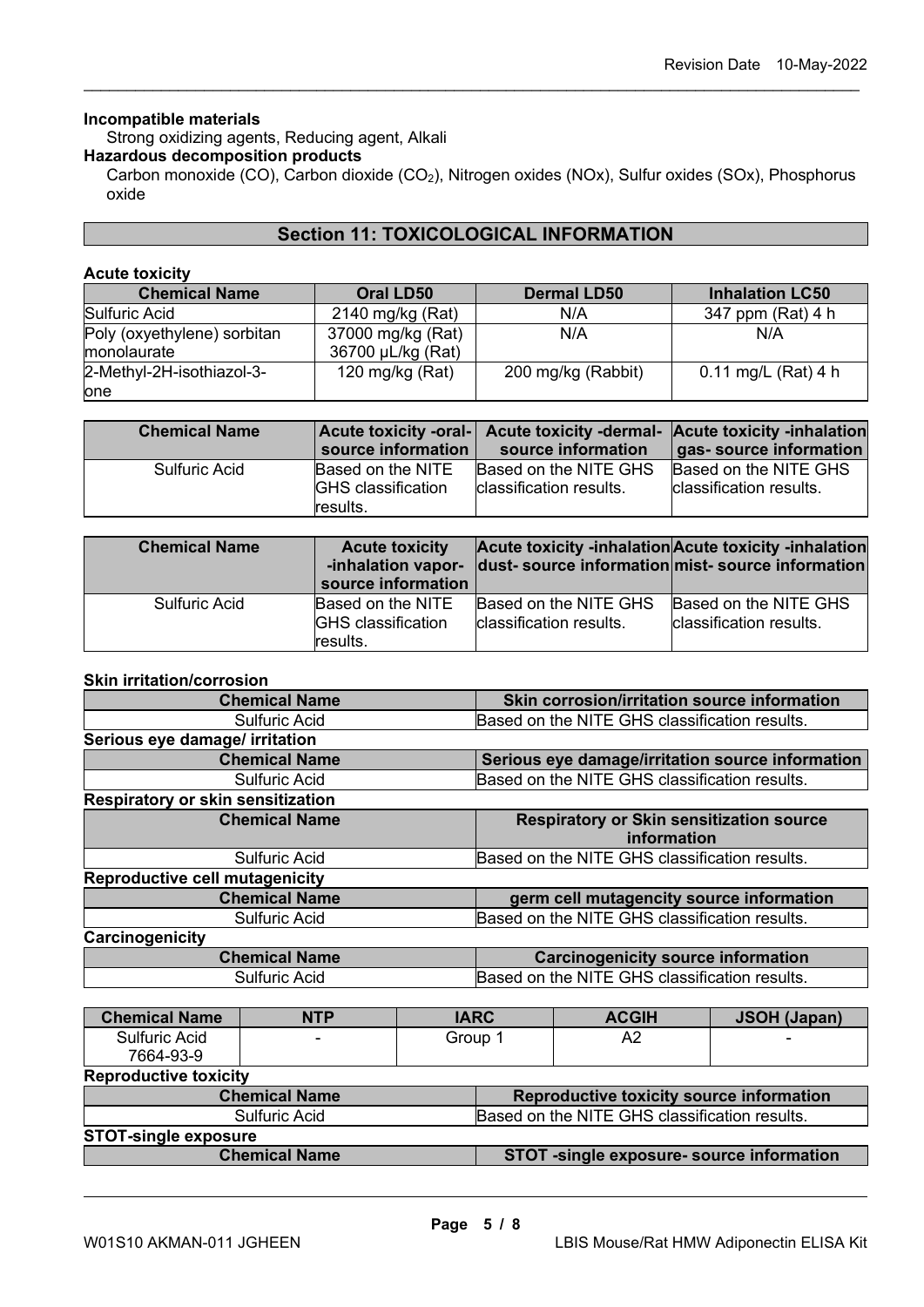**Incompatible materials**

Strong oxidizing agents, Reducing agent, Alkali

**Hazardous decomposition products**

Carbon monoxide (CO), Carbon dioxide ($CO_2$), Nitrogen oxides (NOx), Sulfur oxides (SOx), Phosphorus oxide

## Section 11: TOXICOLOGICAL INFORMATION

**Acute toxicity**

| Chemical Name | Oral LD50 | Dermal LD50 | Inhalation LC50 |
|---|---|---|---|
| Sulfuric Acid | 2140 mg/kg (Rat) | N/A | 347 ppm (Rat) 4 h |
| Poly (oxyethylene) sorbitan monolaurate | 37000 mg/kg (Rat) 36700 μL/kg (Rat) | N/A | N/A |
| 2-Methyl-2H-isothiazol-3-one | 120 mg/kg (Rat) | 200 mg/kg (Rabbit) | 0.11 mg/L (Rat) 4 h |

| Chemical Name | Acute toxicity -oral- source information | Acute toxicity -dermal- source information | Acute toxicity -inhalation gas- source information |
|---|---|---|---|
| Sulfuric Acid | Based on the NITE GHS classification results. | Based on the NITE GHS classification results. | Based on the NITE GHS classification results. |

| Chemical Name | Acute toxicity -inhalation vapor- source information | Acute toxicity -inhalation dust- source information | Acute toxicity -inhalation mist- source information |
|---|---|---|---|
| Sulfuric Acid | Based on the NITE GHS classification results. | Based on the NITE GHS classification results. | Based on the NITE GHS classification results. |

**Skin irritation/corrosion**

| Chemical Name | Skin corrosion/irritation source information |
|---|---|
| Sulfuric Acid | Based on the NITE GHS classification results. |

**Serious eye damage/ irritation**

| Chemical Name | Serious eye damage/irritation source information |
|---|---|
| Sulfuric Acid | Based on the NITE GHS classification results. |

**Respiratory or skin sensitization**

| Chemical Name | Respiratory or Skin sensitization source information |
|---|---|
| Sulfuric Acid | Based on the NITE GHS classification results. |

**Reproductive cell mutagenicity**

| Chemical Name | germ cell mutagencity source information |
|---|---|
| Sulfuric Acid | Based on the NITE GHS classification results. |

**Carcinogenicity**

| Chemical Name | Carcinogenicity source information |
|---|---|
| Sulfuric Acid | Based on the NITE GHS classification results. |

| Chemical Name | NTP | IARC | ACGIH | JSOH (Japan) |
|---|---|---|---|---|
| Sulfuric Acid 7664-93-9 | - | Group 1 | A2 | - |

**Reproductive toxicity**

| Chemical Name | Reproductive toxicity source information |
|---|---|
| Sulfuric Acid | Based on the NITE GHS classification results. |

**STOT-single exposure**

| Chemical Name | STOT -single exposure- source information |
|---|---|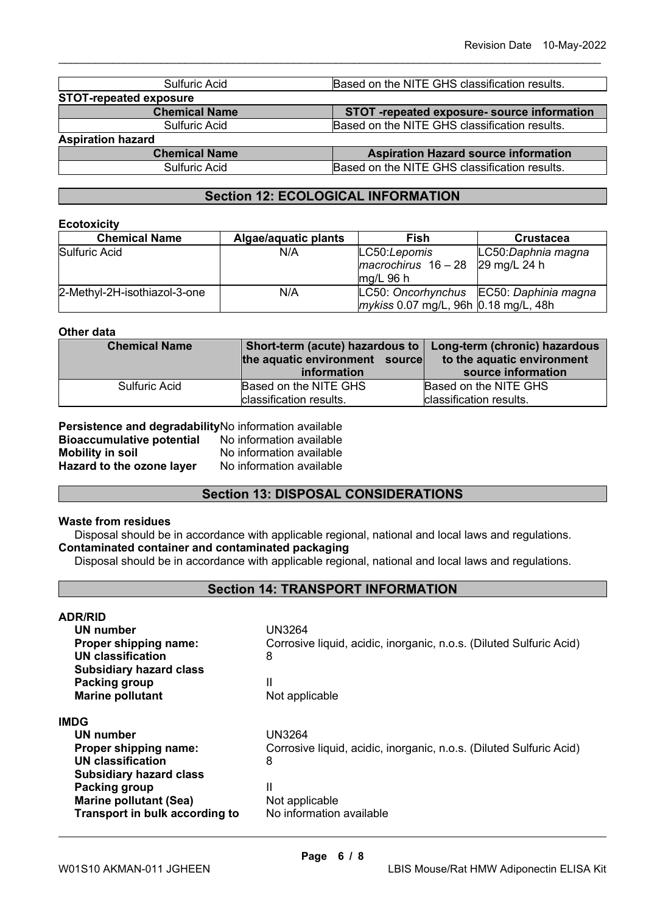| Sulfuric Acid | Based on the NITE GHS classification results. |
|---|---|

**STOT-repeated exposure**

| Chemical Name | STOT -repeated exposure- source information |
|---|---|
| Sulfuric Acid | Based on the NITE GHS classification results. |

**Aspiration hazard**

| Chemical Name | Aspiration Hazard source information |
|---|---|
| Sulfuric Acid | Based on the NITE GHS classification results. |

## Section 12: ECOLOGICAL INFORMATION

**Ecotoxicity**

| Chemical Name | Algae/aquatic plants | Fish | Crustacea |
|---|---|---|---|
| Sulfuric Acid | N/A | LC50:*Lepomis macrochirus* 16 – 28 mg/L 96 h | LC50:*Daphnia magna* 29 mg/L 24 h |
| 2-Methyl-2H-isothiazol-3-one | N/A | LC50: *Oncorhynchus mykiss* 0.07 mg/L, 96h | EC50: *Daphnia magna* 0.18 mg/L, 48h |

**Other data**

| Chemical Name | Short-term (acute) hazardous to the aquatic environment source information | Long-term (chronic) hazardous to the aquatic environment source information |
|---|---|---|
| Sulfuric Acid | Based on the NITE GHS classification results. | Based on the NITE GHS classification results. |

**Persistence and degradability** No information available
**Bioaccumulative potential** No information available
**Mobility in soil** No information available
**Hazard to the ozone layer** No information available

## Section 13: DISPOSAL CONSIDERATIONS

**Waste from residues**

Disposal should be in accordance with applicable regional, national and local laws and regulations.

**Contaminated container and contaminated packaging**

Disposal should be in accordance with applicable regional, national and local laws and regulations.

## Section 14: TRANSPORT INFORMATION

**ADR/RID**

**UN number** UN3264
**Proper shipping name:** Corrosive liquid, acidic, inorganic, n.o.s. (Diluted Sulfuric Acid)
**UN classification** 8
**Subsidiary hazard class**
**Packing group** II
**Marine pollutant** Not applicable

**IMDG**

**UN number** UN3264
**Proper shipping name:** Corrosive liquid, acidic, inorganic, n.o.s. (Diluted Sulfuric Acid)
**UN classification** 8
**Subsidiary hazard class**
**Packing group** II
**Marine pollutant (Sea)** Not applicable
**Transport in bulk according to** No information available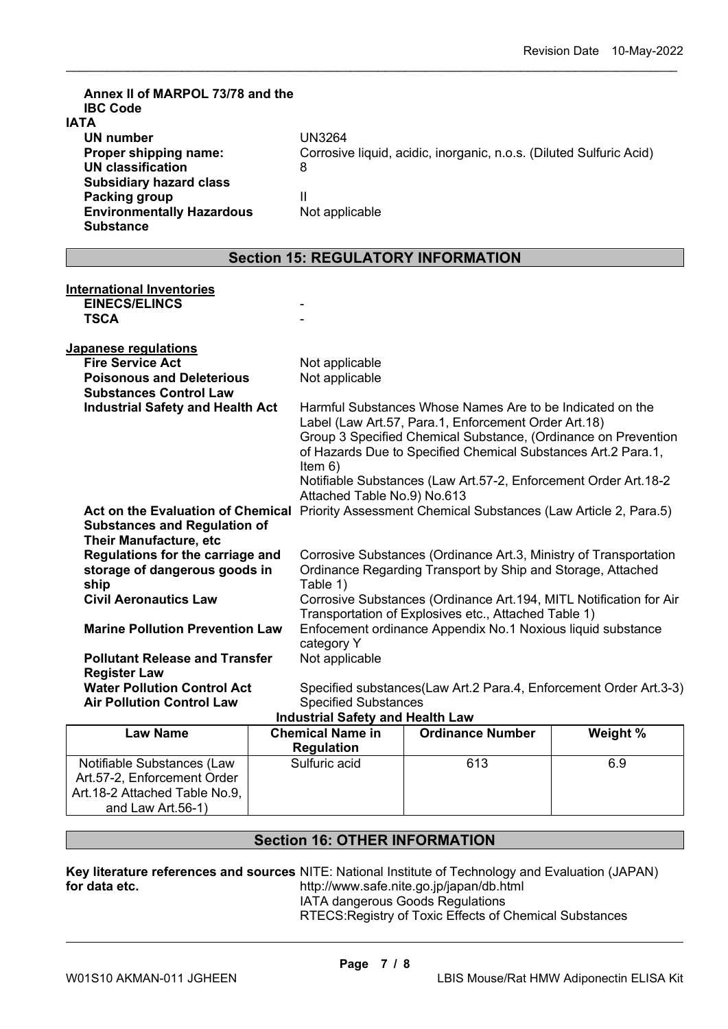**Annex II of MARPOL 73/78 and the IBC Code**

**IATA**

| | |
|---|---|
| **UN number** | UN3264 |
| **Proper shipping name:** | Corrosive liquid, acidic, inorganic, n.o.s. (Diluted Sulfuric Acid) |
| **UN classification** | 8 |
| **Subsidiary hazard class** | |
| **Packing group** | II |
| **Environmentally Hazardous Substance** | Not applicable |

## Section 15: REGULATORY INFORMATION

**International Inventories**

| | |
|---|---|
| **EINECS/ELINCS** | - |
| **TSCA** | - |

**Japanese regulations**

| | |
|---|---|
| **Fire Service Act** | Not applicable |
| **Poisonous and Deleterious Substances Control Law** | Not applicable |
| **Industrial Safety and Health Act** | Harmful Substances Whose Names Are to be Indicated on the Label (Law Art.57, Para.1, Enforcement Order Art.18)<br>Group 3 Specified Chemical Substance, (Ordinance on Prevention of Hazards Due to Specified Chemical Substances Art.2 Para.1, Item 6)<br>Notifiable Substances (Law Art.57-2, Enforcement Order Art.18-2 Attached Table No.9) No.613 |
| **Act on the Evaluation of Chemical Substances and Regulation of Their Manufacture, etc** | Priority Assessment Chemical Substances (Law Article 2, Para.5) |
| **Regulations for the carriage and storage of dangerous goods in ship** | Corrosive Substances (Ordinance Art.3, Ministry of Transportation Ordinance Regarding Transport by Ship and Storage, Attached Table 1) |
| **Civil Aeronautics Law** | Corrosive Substances (Ordinance Art.194, MITL Notification for Air Transportation of Explosives etc., Attached Table 1) |
| **Marine Pollution Prevention Law** | Enfocement ordinance Appendix No.1 Noxious liquid substance category Y |
| **Pollutant Release and Transfer Register Law** | Not applicable |
| **Water Pollution Control Act** | Specified substances(Law Art.2 Para.4, Enforcement Order Art.3-3) |
| **Air Pollution Control Law** | Specified Substances |

**Industrial Safety and Health Law**

| Law Name | Chemical Name in Regulation | Ordinance Number | Weight % |
|---|---|---|---|
| Notifiable Substances (Law Art.57-2, Enforcement Order Art.18-2 Attached Table No.9, and Law Art.56-1) | Sulfuric acid | 613 | 6.9 |

## Section 16: OTHER INFORMATION

**Key literature references and sources for data etc.**

NITE: National Institute of Technology and Evaluation (JAPAN)
http://www.safe.nite.go.jp/japan/db.html
IATA dangerous Goods Regulations
RTECS:Registry of Toxic Effects of Chemical Substances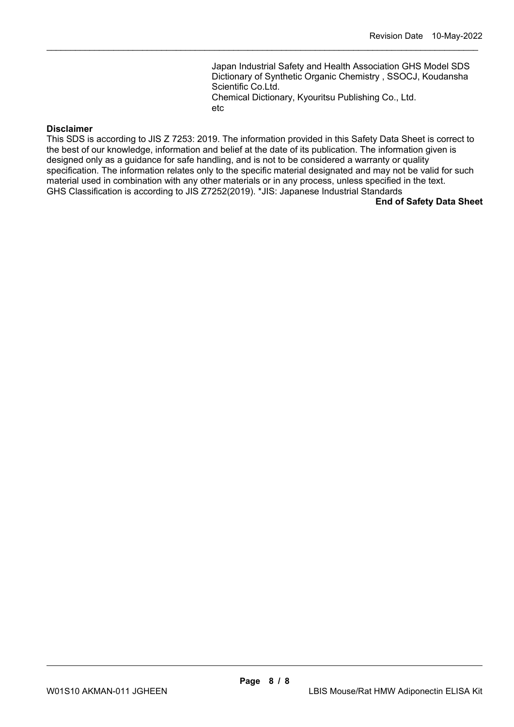Japan Industrial Safety and Health Association GHS Model SDS
Dictionary of Synthetic Organic Chemistry , SSOCJ, Koudansha Scientific Co.Ltd.
Chemical Dictionary, Kyouritsu Publishing Co., Ltd.
etc

**Disclaimer**

This SDS is according to JIS Z 7253: 2019. The information provided in this Safety Data Sheet is correct to the best of our knowledge, information and belief at the date of its publication. The information given is designed only as a guidance for safe handling, and is not to be considered a warranty or quality specification. The information relates only to the specific material designated and may not be valid for such material used in combination with any other materials or in any process, unless specified in the text.
GHS Classification is according to JIS Z7252(2019). *JIS: Japanese Industrial Standards

**End of Safety Data Sheet**